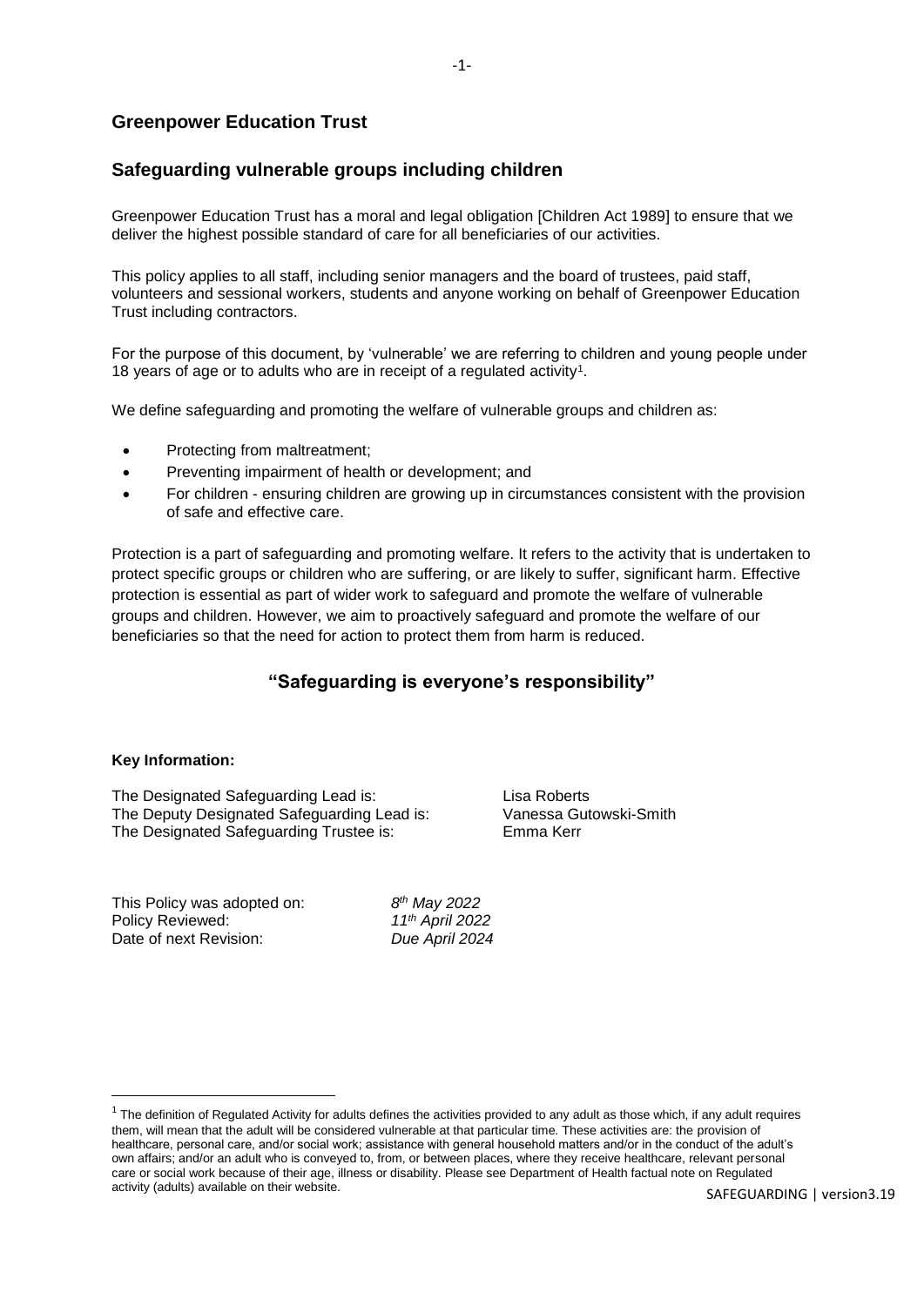## Greenpower Education Trust

## Safeguarding vulnerable groups including children

Greenpower Education Trust has a moral and legal obligation [Children Act 1989] to ensure that we deliver the highest possible standard of care for all beneficiaries of our activities.

This policy applies to all staff, including senior managers and the board of trustees, paid staff, volunteers and sessional workers, students and anyone working on behalf of Greenpower Education Trust including contractors.

For the purpose of this document, by 'vulnerable' we are referring to children and young people under 18 years of age or to adults who are in receipt of a regulated activity[1].

We define safeguarding and promoting the welfare of vulnerable groups and children as:

- Protecting from maltreatment;
- Preventing impairment of health or development; and
- For children - ensuring children are growing up in circumstances consistent with the provision of safe and effective care.

Protection is a part of safeguarding and promoting welfare. It refers to the activity that is undertaken to protect specific groups or children who are suffering, or are likely to suffer, significant harm. Effective protection is essential as part of wider work to safeguard and promote the welfare of vulnerable groups and children. However, we aim to proactively safeguard and promote the welfare of our beneficiaries so that the need for action to protect them from harm is reduced.

### "Safeguarding is everyone's responsibility"

**Key Information:**

| | |
|---|---|
| The Designated Safeguarding Lead is: | Lisa Roberts |
| The Deputy Designated Safeguarding Lead is: | Vanessa Gutowski-Smith |
| The Designated Safeguarding Trustee is: | Emma Kerr |

| | |
|---|---|
| This Policy was adopted on: | *8th May 2022* |
| Policy Reviewed: | *11th April 2022* |
| Date of next Revision: | *Due April 2024* |

[1] The definition of Regulated Activity for adults defines the activities provided to any adult as those which, if any adult requires them, will mean that the adult will be considered vulnerable at that particular time. These activities are: the provision of healthcare, personal care, and/or social work; assistance with general household matters and/or in the conduct of the adult's own affairs; and/or an adult who is conveyed to, from, or between places, where they receive healthcare, relevant personal care or social work because of their age, illness or disability. Please see Department of Health factual note on Regulated activity (adults) available on their website.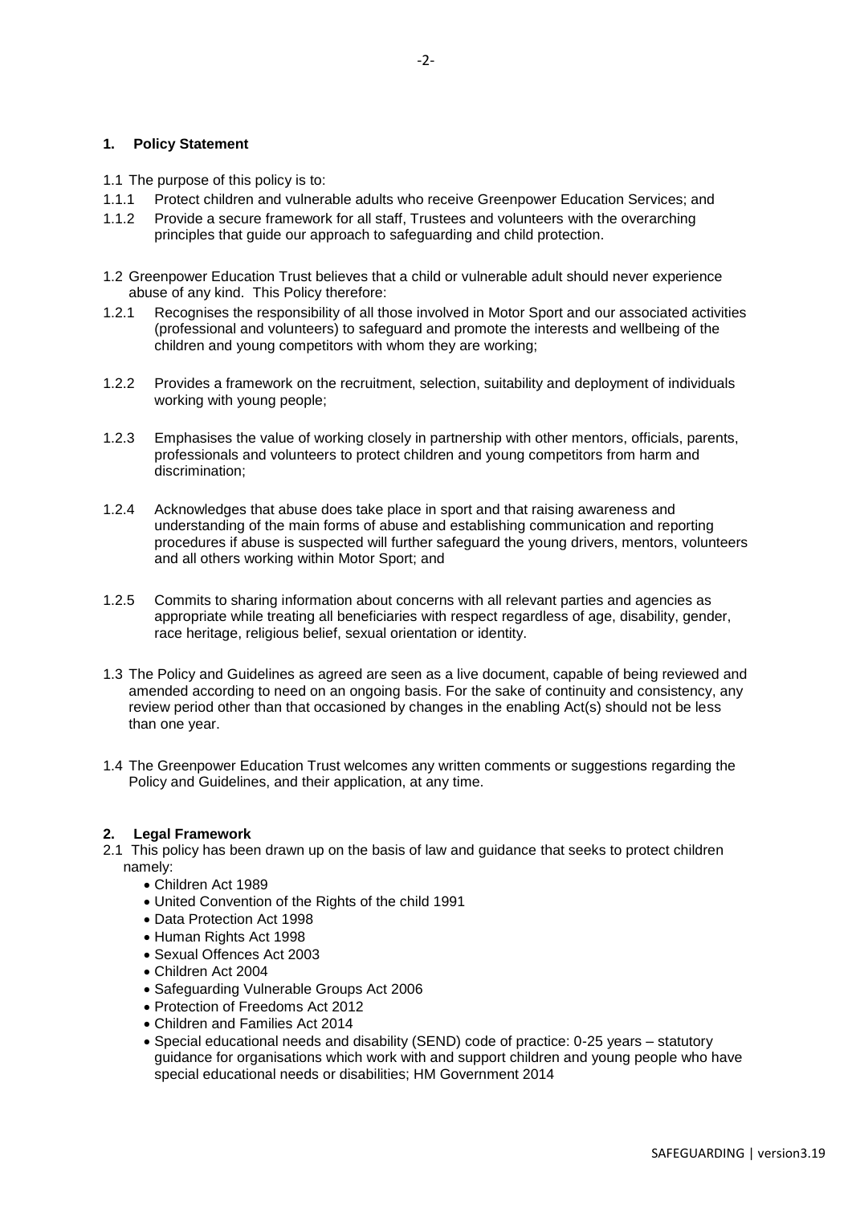## 1. Policy Statement

1.1 The purpose of this policy is to:

1.1.1 Protect children and vulnerable adults who receive Greenpower Education Services; and

1.1.2 Provide a secure framework for all staff, Trustees and volunteers with the overarching principles that guide our approach to safeguarding and child protection.

1.2 Greenpower Education Trust believes that a child or vulnerable adult should never experience abuse of any kind. This Policy therefore:

1.2.1 Recognises the responsibility of all those involved in Motor Sport and our associated activities (professional and volunteers) to safeguard and promote the interests and wellbeing of the children and young competitors with whom they are working;

1.2.2 Provides a framework on the recruitment, selection, suitability and deployment of individuals working with young people;

1.2.3 Emphasises the value of working closely in partnership with other mentors, officials, parents, professionals and volunteers to protect children and young competitors from harm and discrimination;

1.2.4 Acknowledges that abuse does take place in sport and that raising awareness and understanding of the main forms of abuse and establishing communication and reporting procedures if abuse is suspected will further safeguard the young drivers, mentors, volunteers and all others working within Motor Sport; and

1.2.5 Commits to sharing information about concerns with all relevant parties and agencies as appropriate while treating all beneficiaries with respect regardless of age, disability, gender, race heritage, religious belief, sexual orientation or identity.

1.3 The Policy and Guidelines as agreed are seen as a live document, capable of being reviewed and amended according to need on an ongoing basis. For the sake of continuity and consistency, any review period other than that occasioned by changes in the enabling Act(s) should not be less than one year.

1.4 The Greenpower Education Trust welcomes any written comments or suggestions regarding the Policy and Guidelines, and their application, at any time.

## 2. Legal Framework

2.1 This policy has been drawn up on the basis of law and guidance that seeks to protect children namely:

- Children Act 1989
- United Convention of the Rights of the child 1991
- Data Protection Act 1998
- Human Rights Act 1998
- Sexual Offences Act 2003
- Children Act 2004
- Safeguarding Vulnerable Groups Act 2006
- Protection of Freedoms Act 2012
- Children and Families Act 2014
- Special educational needs and disability (SEND) code of practice: 0-25 years – statutory guidance for organisations which work with and support children and young people who have special educational needs or disabilities; HM Government 2014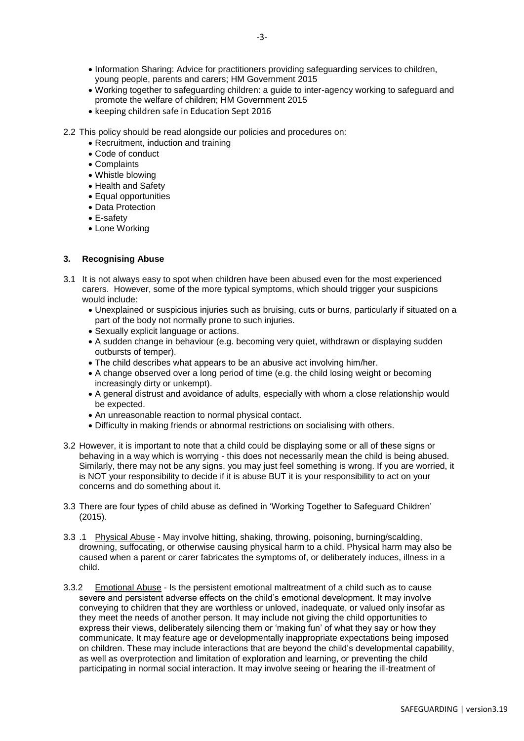- Information Sharing: Advice for practitioners providing safeguarding services to children, young people, parents and carers; HM Government 2015
- Working together to safeguarding children: a guide to inter-agency working to safeguard and promote the welfare of children; HM Government 2015
- keeping children safe in Education Sept 2016

2.2 This policy should be read alongside our policies and procedures on:

- Recruitment, induction and training
- Code of conduct
- Complaints
- Whistle blowing
- Health and Safety
- Equal opportunities
- Data Protection
- E-safety
- Lone Working

## 3. Recognising Abuse

3.1 It is not always easy to spot when children have been abused even for the most experienced carers. However, some of the more typical symptoms, which should trigger your suspicions would include:

- Unexplained or suspicious injuries such as bruising, cuts or burns, particularly if situated on a part of the body not normally prone to such injuries.
- Sexually explicit language or actions.
- A sudden change in behaviour (e.g. becoming very quiet, withdrawn or displaying sudden outbursts of temper).
- The child describes what appears to be an abusive act involving him/her.
- A change observed over a long period of time (e.g. the child losing weight or becoming increasingly dirty or unkempt).
- A general distrust and avoidance of adults, especially with whom a close relationship would be expected.
- An unreasonable reaction to normal physical contact.
- Difficulty in making friends or abnormal restrictions on socialising with others.

3.2 However, it is important to note that a child could be displaying some or all of these signs or behaving in a way which is worrying - this does not necessarily mean the child is being abused. Similarly, there may not be any signs, you may just feel something is wrong. If you are worried, it is NOT your responsibility to decide if it is abuse BUT it is your responsibility to act on your concerns and do something about it.

3.3 There are four types of child abuse as defined in 'Working Together to Safeguard Children' (2015).

3.3 .1 Physical Abuse - May involve hitting, shaking, throwing, poisoning, burning/scalding, drowning, suffocating, or otherwise causing physical harm to a child. Physical harm may also be caused when a parent or carer fabricates the symptoms of, or deliberately induces, illness in a child.

3.3.2 Emotional Abuse - Is the persistent emotional maltreatment of a child such as to cause severe and persistent adverse effects on the child's emotional development. It may involve conveying to children that they are worthless or unloved, inadequate, or valued only insofar as they meet the needs of another person. It may include not giving the child opportunities to express their views, deliberately silencing them or 'making fun' of what they say or how they communicate. It may feature age or developmentally inappropriate expectations being imposed on children. These may include interactions that are beyond the child's developmental capability, as well as overprotection and limitation of exploration and learning, or preventing the child participating in normal social interaction. It may involve seeing or hearing the ill-treatment of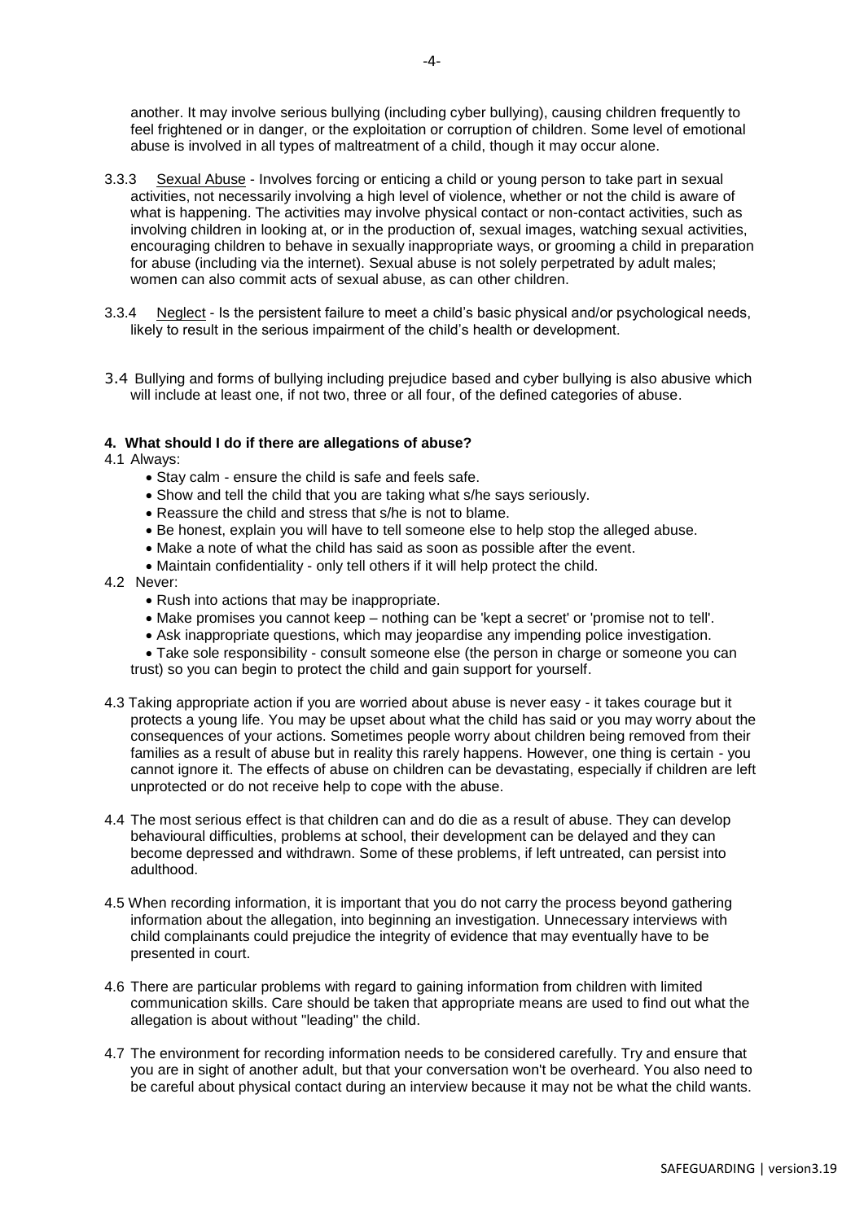another. It may involve serious bullying (including cyber bullying), causing children frequently to feel frightened or in danger, or the exploitation or corruption of children. Some level of emotional abuse is involved in all types of maltreatment of a child, though it may occur alone.

3.3.3 Sexual Abuse - Involves forcing or enticing a child or young person to take part in sexual activities, not necessarily involving a high level of violence, whether or not the child is aware of what is happening. The activities may involve physical contact or non-contact activities, such as involving children in looking at, or in the production of, sexual images, watching sexual activities, encouraging children to behave in sexually inappropriate ways, or grooming a child in preparation for abuse (including via the internet). Sexual abuse is not solely perpetrated by adult males; women can also commit acts of sexual abuse, as can other children.

3.3.4 Neglect - Is the persistent failure to meet a child's basic physical and/or psychological needs, likely to result in the serious impairment of the child's health or development.

3.4 Bullying and forms of bullying including prejudice based and cyber bullying is also abusive which will include at least one, if not two, three or all four, of the defined categories of abuse.

**4. What should I do if there are allegations of abuse?**

4.1 Always:

- Stay calm - ensure the child is safe and feels safe.
- Show and tell the child that you are taking what s/he says seriously.
- Reassure the child and stress that s/he is not to blame.
- Be honest, explain you will have to tell someone else to help stop the alleged abuse.
- Make a note of what the child has said as soon as possible after the event.
- Maintain confidentiality - only tell others if it will help protect the child.

4.2 Never:

- Rush into actions that may be inappropriate.
- Make promises you cannot keep – nothing can be 'kept a secret' or 'promise not to tell'.
- Ask inappropriate questions, which may jeopardise any impending police investigation.
- Take sole responsibility - consult someone else (the person in charge or someone you can trust) so you can begin to protect the child and gain support for yourself.

4.3 Taking appropriate action if you are worried about abuse is never easy - it takes courage but it protects a young life. You may be upset about what the child has said or you may worry about the consequences of your actions. Sometimes people worry about children being removed from their families as a result of abuse but in reality this rarely happens. However, one thing is certain - you cannot ignore it. The effects of abuse on children can be devastating, especially if children are left unprotected or do not receive help to cope with the abuse.

4.4 The most serious effect is that children can and do die as a result of abuse. They can develop behavioural difficulties, problems at school, their development can be delayed and they can become depressed and withdrawn. Some of these problems, if left untreated, can persist into adulthood.

4.5 When recording information, it is important that you do not carry the process beyond gathering information about the allegation, into beginning an investigation. Unnecessary interviews with child complainants could prejudice the integrity of evidence that may eventually have to be presented in court.

4.6 There are particular problems with regard to gaining information from children with limited communication skills. Care should be taken that appropriate means are used to find out what the allegation is about without "leading" the child.

4.7 The environment for recording information needs to be considered carefully. Try and ensure that you are in sight of another adult, but that your conversation won't be overheard. You also need to be careful about physical contact during an interview because it may not be what the child wants.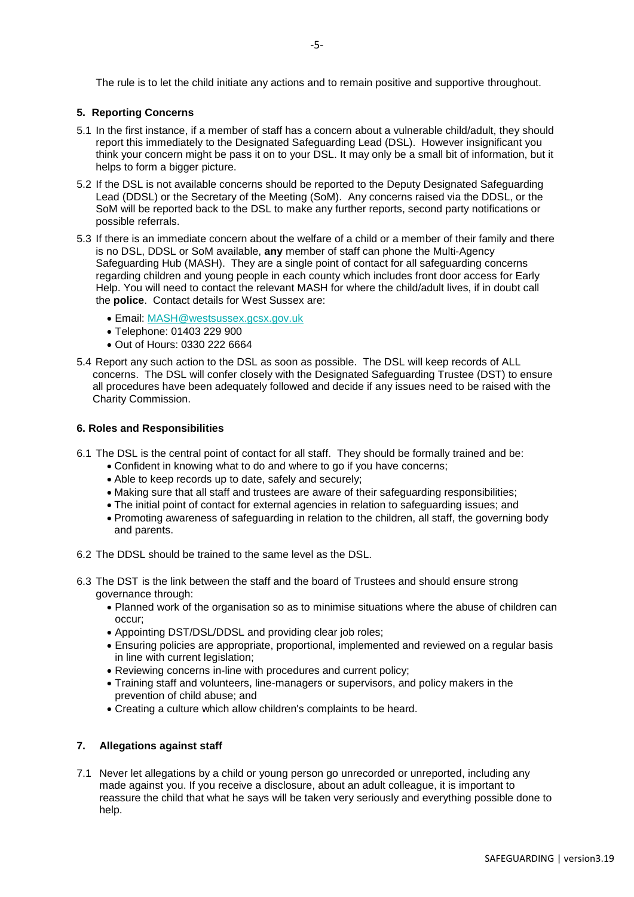The rule is to let the child initiate any actions and to remain positive and supportive throughout.

## 5. Reporting Concerns

5.1 In the first instance, if a member of staff has a concern about a vulnerable child/adult, they should report this immediately to the Designated Safeguarding Lead (DSL). However insignificant you think your concern might be pass it on to your DSL. It may only be a small bit of information, but it helps to form a bigger picture.

5.2 If the DSL is not available concerns should be reported to the Deputy Designated Safeguarding Lead (DDSL) or the Secretary of the Meeting (SoM). Any concerns raised via the DDSL, or the SoM will be reported back to the DSL to make any further reports, second party notifications or possible referrals.

5.3 If there is an immediate concern about the welfare of a child or a member of their family and there is no DSL, DDSL or SoM available, **any** member of staff can phone the Multi-Agency Safeguarding Hub (MASH). They are a single point of contact for all safeguarding concerns regarding children and young people in each county which includes front door access for Early Help. You will need to contact the relevant MASH for where the child/adult lives, if in doubt call the **police**. Contact details for West Sussex are:

- Email: MASH@westsussex.gcsx.gov.uk
- Telephone: 01403 229 900
- Out of Hours: 0330 222 6664

5.4 Report any such action to the DSL as soon as possible. The DSL will keep records of ALL concerns. The DSL will confer closely with the Designated Safeguarding Trustee (DST) to ensure all procedures have been adequately followed and decide if any issues need to be raised with the Charity Commission.

## 6. Roles and Responsibilities

6.1 The DSL is the central point of contact for all staff. They should be formally trained and be:

- Confident in knowing what to do and where to go if you have concerns;
- Able to keep records up to date, safely and securely;
- Making sure that all staff and trustees are aware of their safeguarding responsibilities;
- The initial point of contact for external agencies in relation to safeguarding issues; and
- Promoting awareness of safeguarding in relation to the children, all staff, the governing body and parents.

6.2 The DDSL should be trained to the same level as the DSL.

6.3 The DST is the link between the staff and the board of Trustees and should ensure strong governance through:

- Planned work of the organisation so as to minimise situations where the abuse of children can occur;
- Appointing DST/DSL/DDSL and providing clear job roles;
- Ensuring policies are appropriate, proportional, implemented and reviewed on a regular basis in line with current legislation;
- Reviewing concerns in-line with procedures and current policy;
- Training staff and volunteers, line-managers or supervisors, and policy makers in the prevention of child abuse; and
- Creating a culture which allow children's complaints to be heard.

## 7. Allegations against staff

7.1 Never let allegations by a child or young person go unrecorded or unreported, including any made against you. If you receive a disclosure, about an adult colleague, it is important to reassure the child that what he says will be taken very seriously and everything possible done to help.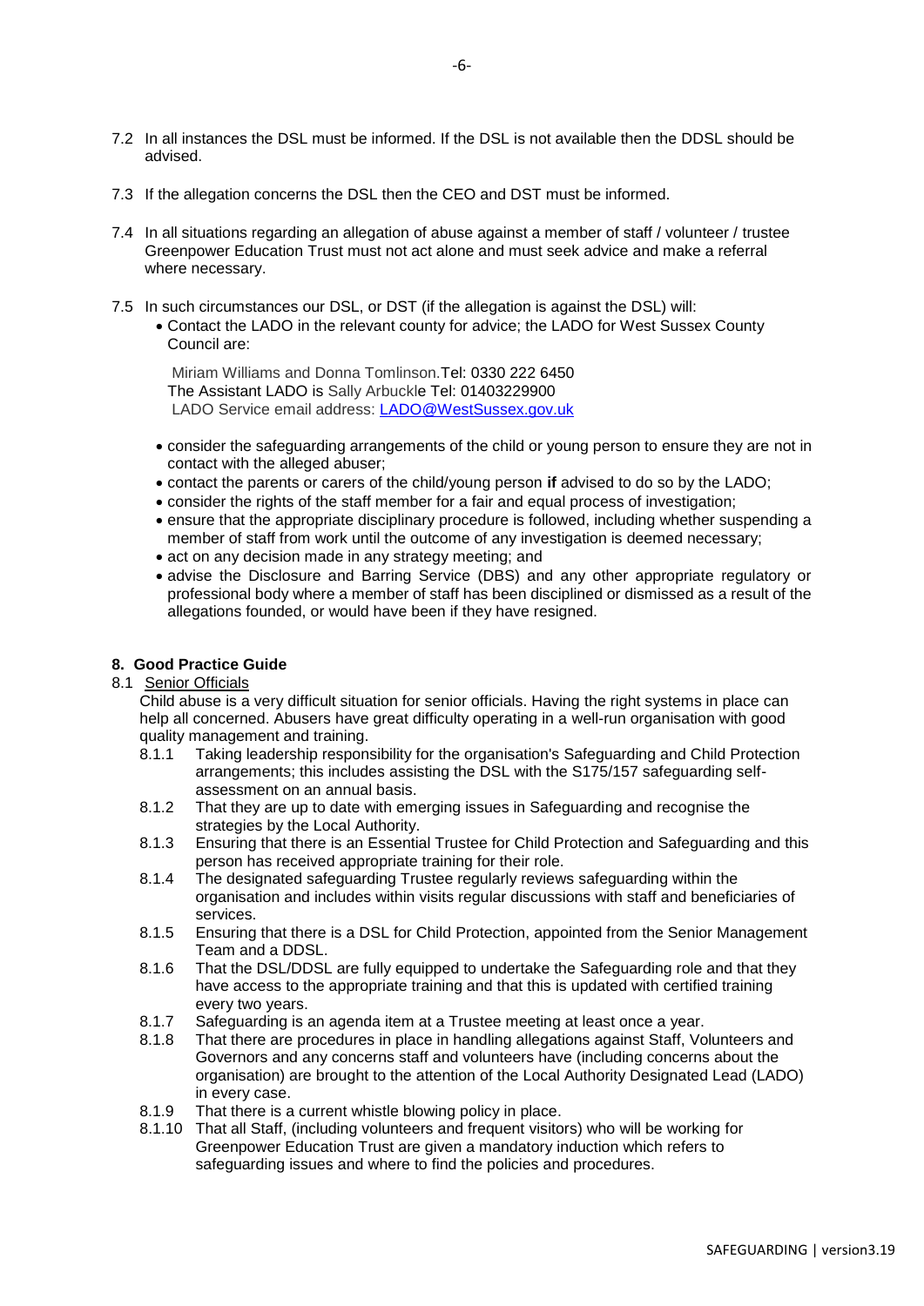7.2 In all instances the DSL must be informed. If the DSL is not available then the DDSL should be advised.

7.3 If the allegation concerns the DSL then the CEO and DST must be informed.

7.4 In all situations regarding an allegation of abuse against a member of staff / volunteer / trustee Greenpower Education Trust must not act alone and must seek advice and make a referral where necessary.

7.5 In such circumstances our DSL, or DST (if the allegation is against the DSL) will:

- Contact the LADO in the relevant county for advice; the LADO for West Sussex County Council are:

  Miriam Williams and Donna Tomlinson.Tel: 0330 222 6450
  The Assistant LADO is Sally Arbuckle Tel: 01403229900
  LADO Service email address: [LADO@WestSussex.gov.uk](mailto:LADO@WestSussex.gov.uk)

- consider the safeguarding arrangements of the child or young person to ensure they are not in contact with the alleged abuser;
- contact the parents or carers of the child/young person **if** advised to do so by the LADO;
- consider the rights of the staff member for a fair and equal process of investigation;
- ensure that the appropriate disciplinary procedure is followed, including whether suspending a member of staff from work until the outcome of any investigation is deemed necessary;
- act on any decision made in any strategy meeting; and
- advise the Disclosure and Barring Service (DBS) and any other appropriate regulatory or professional body where a member of staff has been disciplined or dismissed as a result of the allegations founded, or would have been if they have resigned.

## 8. Good Practice Guide

8.1 Senior Officials

Child abuse is a very difficult situation for senior officials. Having the right systems in place can help all concerned. Abusers have great difficulty operating in a well-run organisation with good quality management and training.

8.1.1 Taking leadership responsibility for the organisation's Safeguarding and Child Protection arrangements; this includes assisting the DSL with the S175/157 safeguarding self-assessment on an annual basis.

8.1.2 That they are up to date with emerging issues in Safeguarding and recognise the strategies by the Local Authority.

8.1.3 Ensuring that there is an Essential Trustee for Child Protection and Safeguarding and this person has received appropriate training for their role.

8.1.4 The designated safeguarding Trustee regularly reviews safeguarding within the organisation and includes within visits regular discussions with staff and beneficiaries of services.

8.1.5 Ensuring that there is a DSL for Child Protection, appointed from the Senior Management Team and a DDSL.

8.1.6 That the DSL/DDSL are fully equipped to undertake the Safeguarding role and that they have access to the appropriate training and that this is updated with certified training every two years.

8.1.7 Safeguarding is an agenda item at a Trustee meeting at least once a year.

8.1.8 That there are procedures in place in handling allegations against Staff, Volunteers and Governors and any concerns staff and volunteers have (including concerns about the organisation) are brought to the attention of the Local Authority Designated Lead (LADO) in every case.

8.1.9 That there is a current whistle blowing policy in place.

8.1.10 That all Staff, (including volunteers and frequent visitors) who will be working for Greenpower Education Trust are given a mandatory induction which refers to safeguarding issues and where to find the policies and procedures.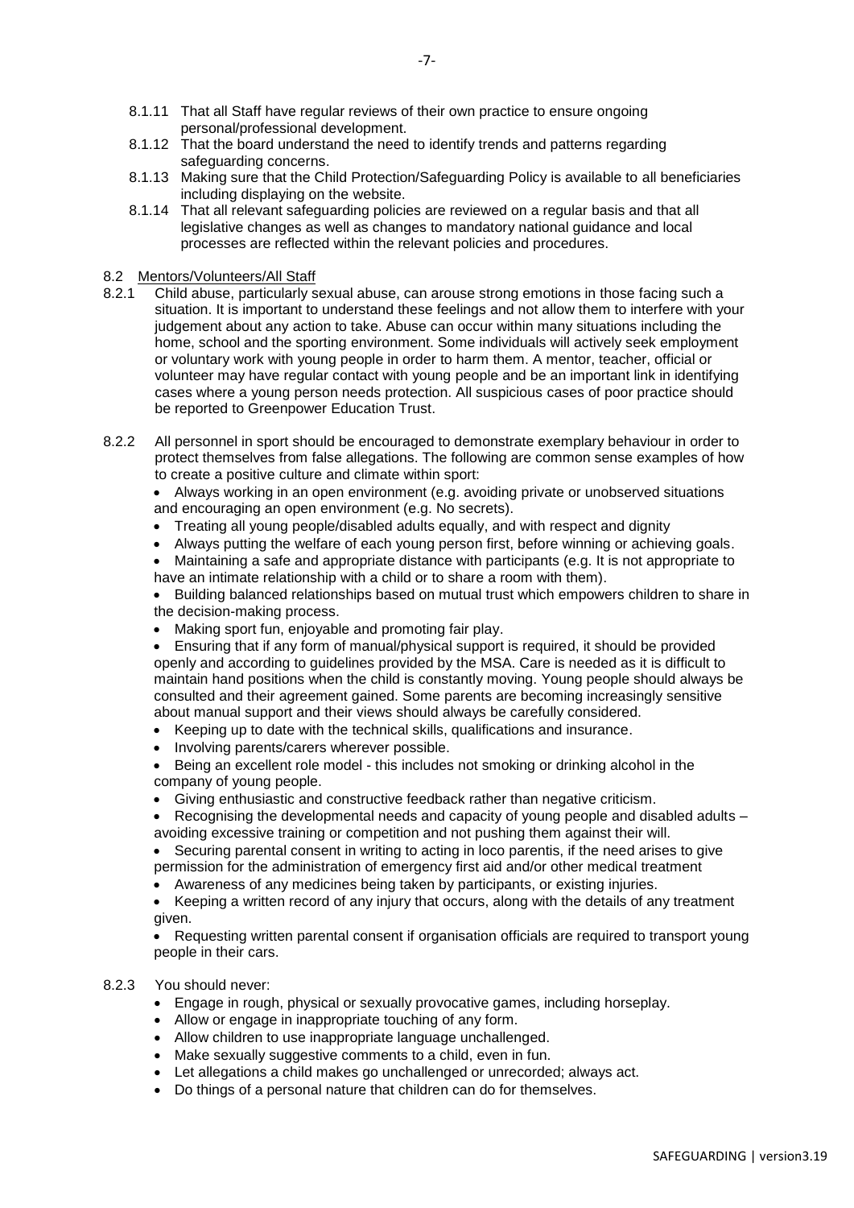8.1.11 That all Staff have regular reviews of their own practice to ensure ongoing personal/professional development.

8.1.12 That the board understand the need to identify trends and patterns regarding safeguarding concerns.

8.1.13 Making sure that the Child Protection/Safeguarding Policy is available to all beneficiaries including displaying on the website.

8.1.14 That all relevant safeguarding policies are reviewed on a regular basis and that all legislative changes as well as changes to mandatory national guidance and local processes are reflected within the relevant policies and procedures.

## 8.2 Mentors/Volunteers/All Staff

8.2.1 Child abuse, particularly sexual abuse, can arouse strong emotions in those facing such a situation. It is important to understand these feelings and not allow them to interfere with your judgement about any action to take. Abuse can occur within many situations including the home, school and the sporting environment. Some individuals will actively seek employment or voluntary work with young people in order to harm them. A mentor, teacher, official or volunteer may have regular contact with young people and be an important link in identifying cases where a young person needs protection. All suspicious cases of poor practice should be reported to Greenpower Education Trust.

8.2.2 All personnel in sport should be encouraged to demonstrate exemplary behaviour in order to protect themselves from false allegations. The following are common sense examples of how to create a positive culture and climate within sport:

- Always working in an open environment (e.g. avoiding private or unobserved situations and encouraging an open environment (e.g. No secrets).
- Treating all young people/disabled adults equally, and with respect and dignity
- Always putting the welfare of each young person first, before winning or achieving goals.
- Maintaining a safe and appropriate distance with participants (e.g. It is not appropriate to have an intimate relationship with a child or to share a room with them).
- Building balanced relationships based on mutual trust which empowers children to share in the decision-making process.
- Making sport fun, enjoyable and promoting fair play.
- Ensuring that if any form of manual/physical support is required, it should be provided openly and according to guidelines provided by the MSA. Care is needed as it is difficult to maintain hand positions when the child is constantly moving. Young people should always be consulted and their agreement gained. Some parents are becoming increasingly sensitive about manual support and their views should always be carefully considered.
- Keeping up to date with the technical skills, qualifications and insurance.
- Involving parents/carers wherever possible.
- Being an excellent role model - this includes not smoking or drinking alcohol in the company of young people.
- Giving enthusiastic and constructive feedback rather than negative criticism.
- Recognising the developmental needs and capacity of young people and disabled adults – avoiding excessive training or competition and not pushing them against their will.
- Securing parental consent in writing to acting in loco parentis, if the need arises to give permission for the administration of emergency first aid and/or other medical treatment
- Awareness of any medicines being taken by participants, or existing injuries.
- Keeping a written record of any injury that occurs, along with the details of any treatment given.
- Requesting written parental consent if organisation officials are required to transport young people in their cars.

8.2.3 You should never:

- Engage in rough, physical or sexually provocative games, including horseplay.
- Allow or engage in inappropriate touching of any form.
- Allow children to use inappropriate language unchallenged.
- Make sexually suggestive comments to a child, even in fun.
- Let allegations a child makes go unchallenged or unrecorded; always act.
- Do things of a personal nature that children can do for themselves.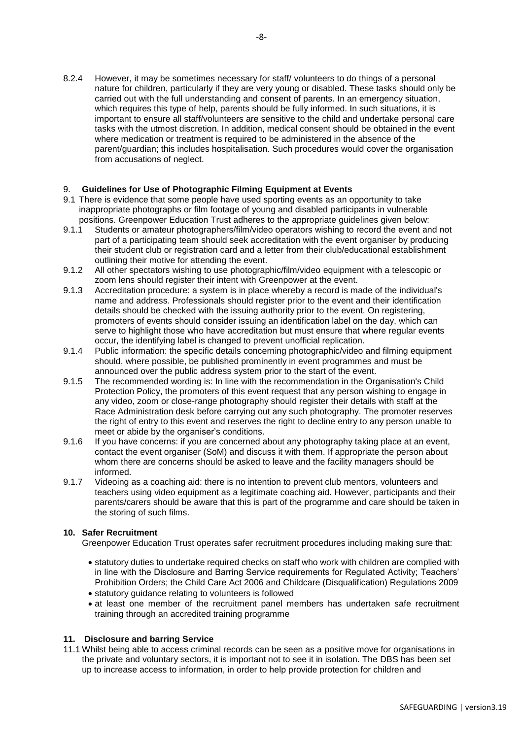8.2.4 However, it may be sometimes necessary for staff/ volunteers to do things of a personal nature for children, particularly if they are very young or disabled. These tasks should only be carried out with the full understanding and consent of parents. In an emergency situation, which requires this type of help, parents should be fully informed. In such situations, it is important to ensure all staff/volunteers are sensitive to the child and undertake personal care tasks with the utmost discretion. In addition, medical consent should be obtained in the event where medication or treatment is required to be administered in the absence of the parent/guardian; this includes hospitalisation. Such procedures would cover the organisation from accusations of neglect.

## 9. Guidelines for Use of Photographic Filming Equipment at Events

9.1 There is evidence that some people have used sporting events as an opportunity to take inappropriate photographs or film footage of young and disabled participants in vulnerable positions. Greenpower Education Trust adheres to the appropriate guidelines given below:

9.1.1 Students or amateur photographers/film/video operators wishing to record the event and not part of a participating team should seek accreditation with the event organiser by producing their student club or registration card and a letter from their club/educational establishment outlining their motive for attending the event.

9.1.2 All other spectators wishing to use photographic/film/video equipment with a telescopic or zoom lens should register their intent with Greenpower at the event.

9.1.3 Accreditation procedure: a system is in place whereby a record is made of the individual's name and address. Professionals should register prior to the event and their identification details should be checked with the issuing authority prior to the event. On registering, promoters of events should consider issuing an identification label on the day, which can serve to highlight those who have accreditation but must ensure that where regular events occur, the identifying label is changed to prevent unofficial replication.

9.1.4 Public information: the specific details concerning photographic/video and filming equipment should, where possible, be published prominently in event programmes and must be announced over the public address system prior to the start of the event.

9.1.5 The recommended wording is: In line with the recommendation in the Organisation's Child Protection Policy, the promoters of this event request that any person wishing to engage in any video, zoom or close-range photography should register their details with staff at the Race Administration desk before carrying out any such photography. The promoter reserves the right of entry to this event and reserves the right to decline entry to any person unable to meet or abide by the organiser's conditions.

9.1.6 If you have concerns: if you are concerned about any photography taking place at an event, contact the event organiser (SoM) and discuss it with them. If appropriate the person about whom there are concerns should be asked to leave and the facility managers should be informed.

9.1.7 Videoing as a coaching aid: there is no intention to prevent club mentors, volunteers and teachers using video equipment as a legitimate coaching aid. However, participants and their parents/carers should be aware that this is part of the programme and care should be taken in the storing of such films.

## 10. Safer Recruitment

Greenpower Education Trust operates safer recruitment procedures including making sure that:

- statutory duties to undertake required checks on staff who work with children are complied with in line with the Disclosure and Barring Service requirements for Regulated Activity; Teachers' Prohibition Orders; the Child Care Act 2006 and Childcare (Disqualification) Regulations 2009
- statutory guidance relating to volunteers is followed
- at least one member of the recruitment panel members has undertaken safe recruitment training through an accredited training programme

## 11. Disclosure and barring Service

11.1 Whilst being able to access criminal records can be seen as a positive move for organisations in the private and voluntary sectors, it is important not to see it in isolation. The DBS has been set up to increase access to information, in order to help provide protection for children and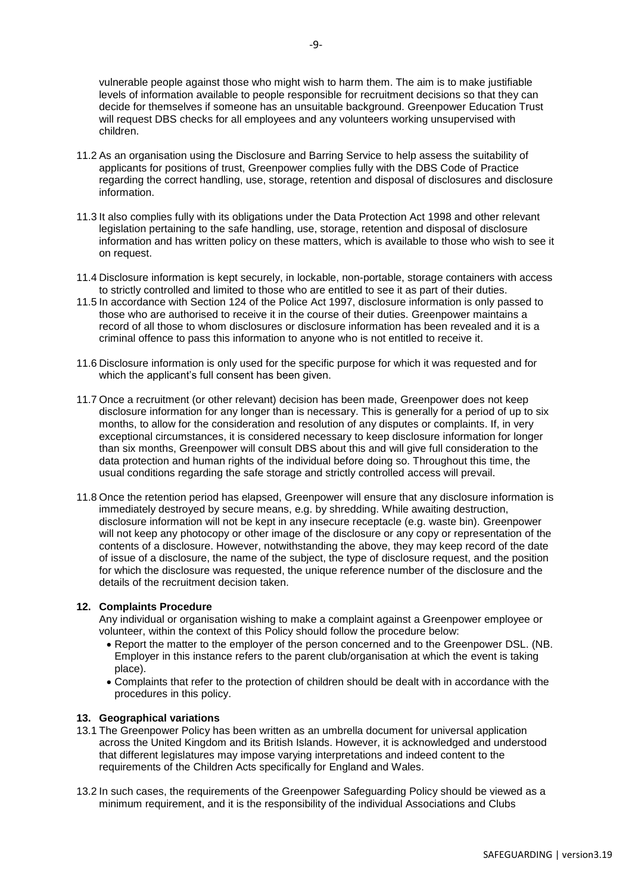vulnerable people against those who might wish to harm them. The aim is to make justifiable levels of information available to people responsible for recruitment decisions so that they can decide for themselves if someone has an unsuitable background. Greenpower Education Trust will request DBS checks for all employees and any volunteers working unsupervised with children.

11.2 As an organisation using the Disclosure and Barring Service to help assess the suitability of applicants for positions of trust, Greenpower complies fully with the DBS Code of Practice regarding the correct handling, use, storage, retention and disposal of disclosures and disclosure information.

11.3 It also complies fully with its obligations under the Data Protection Act 1998 and other relevant legislation pertaining to the safe handling, use, storage, retention and disposal of disclosure information and has written policy on these matters, which is available to those who wish to see it on request.

11.4 Disclosure information is kept securely, in lockable, non-portable, storage containers with access to strictly controlled and limited to those who are entitled to see it as part of their duties.

11.5 In accordance with Section 124 of the Police Act 1997, disclosure information is only passed to those who are authorised to receive it in the course of their duties. Greenpower maintains a record of all those to whom disclosures or disclosure information has been revealed and it is a criminal offence to pass this information to anyone who is not entitled to receive it.

11.6 Disclosure information is only used for the specific purpose for which it was requested and for which the applicant's full consent has been given.

11.7 Once a recruitment (or other relevant) decision has been made, Greenpower does not keep disclosure information for any longer than is necessary. This is generally for a period of up to six months, to allow for the consideration and resolution of any disputes or complaints. If, in very exceptional circumstances, it is considered necessary to keep disclosure information for longer than six months, Greenpower will consult DBS about this and will give full consideration to the data protection and human rights of the individual before doing so. Throughout this time, the usual conditions regarding the safe storage and strictly controlled access will prevail.

11.8 Once the retention period has elapsed, Greenpower will ensure that any disclosure information is immediately destroyed by secure means, e.g. by shredding. While awaiting destruction, disclosure information will not be kept in any insecure receptacle (e.g. waste bin). Greenpower will not keep any photocopy or other image of the disclosure or any copy or representation of the contents of a disclosure. However, notwithstanding the above, they may keep record of the date of issue of a disclosure, the name of the subject, the type of disclosure request, and the position for which the disclosure was requested, the unique reference number of the disclosure and the details of the recruitment decision taken.

## 12. Complaints Procedure

Any individual or organisation wishing to make a complaint against a Greenpower employee or volunteer, within the context of this Policy should follow the procedure below:

- Report the matter to the employer of the person concerned and to the Greenpower DSL. (NB. Employer in this instance refers to the parent club/organisation at which the event is taking place).
- Complaints that refer to the protection of children should be dealt with in accordance with the procedures in this policy.

## 13. Geographical variations

13.1 The Greenpower Policy has been written as an umbrella document for universal application across the United Kingdom and its British Islands. However, it is acknowledged and understood that different legislatures may impose varying interpretations and indeed content to the requirements of the Children Acts specifically for England and Wales.

13.2 In such cases, the requirements of the Greenpower Safeguarding Policy should be viewed as a minimum requirement, and it is the responsibility of the individual Associations and Clubs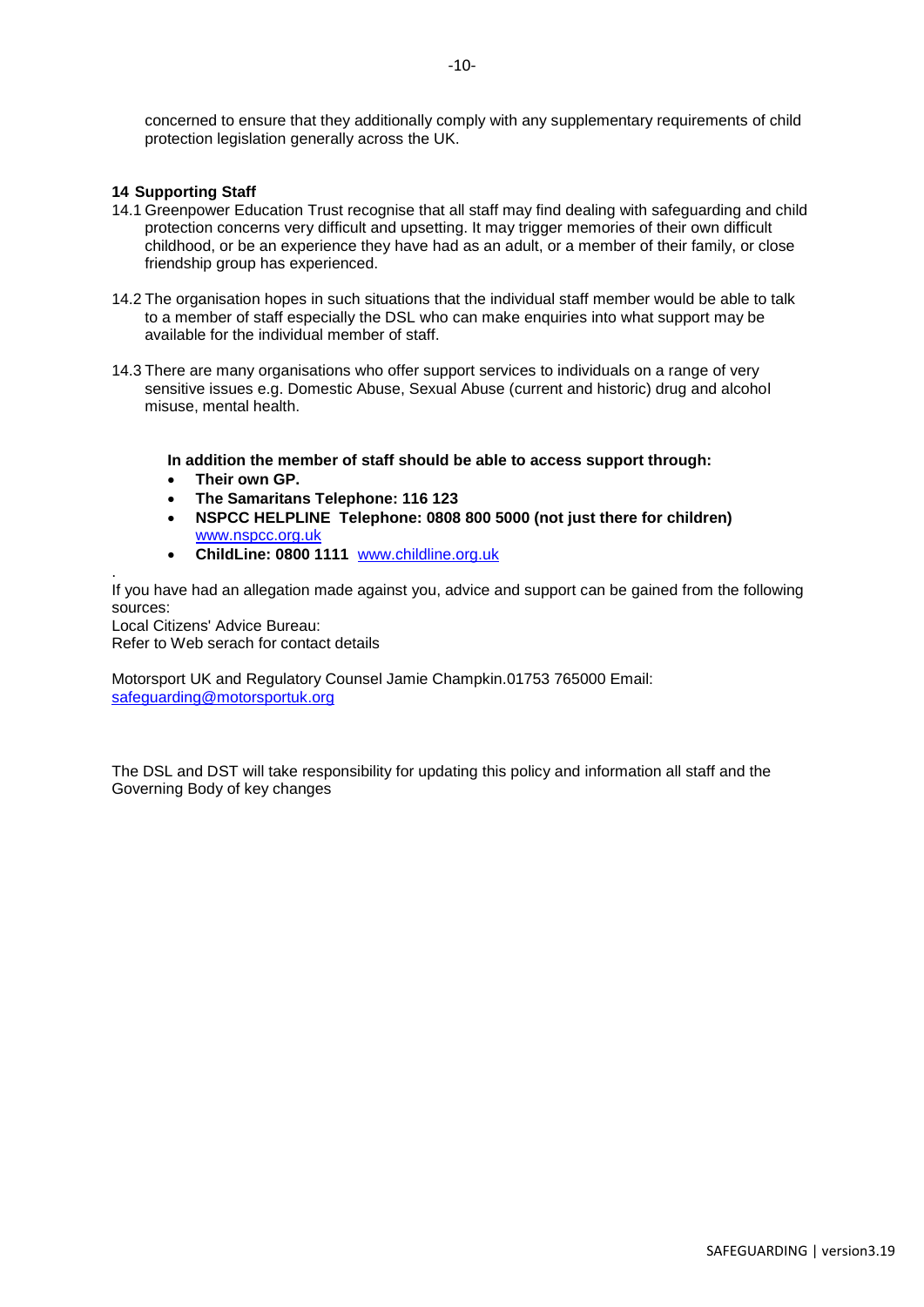concerned to ensure that they additionally comply with any supplementary requirements of child protection legislation generally across the UK.

**14 Supporting Staff**

14.1 Greenpower Education Trust recognise that all staff may find dealing with safeguarding and child protection concerns very difficult and upsetting. It may trigger memories of their own difficult childhood, or be an experience they have had as an adult, or a member of their family, or close friendship group has experienced.

14.2 The organisation hopes in such situations that the individual staff member would be able to talk to a member of staff especially the DSL who can make enquiries into what support may be available for the individual member of staff.

14.3 There are many organisations who offer support services to individuals on a range of very sensitive issues e.g. Domestic Abuse, Sexual Abuse (current and historic) drug and alcohol misuse, mental health.

**In addition the member of staff should be able to access support through:**

- **Their own GP.**
- **The Samaritans Telephone: 116 123**
- **NSPCC HELPLINE Telephone: 0808 800 5000 (not just there for children)** www.nspcc.org.uk
- **ChildLine: 0800 1111** www.childline.org.uk

.

If you have had an allegation made against you, advice and support can be gained from the following sources:
Local Citizens' Advice Bureau:
Refer to Web serach for contact details

Motorsport UK and Regulatory Counsel Jamie Champkin.01753 765000 Email: safeguarding@motorsportuk.org

The DSL and DST will take responsibility for updating this policy and information all staff and the Governing Body of key changes